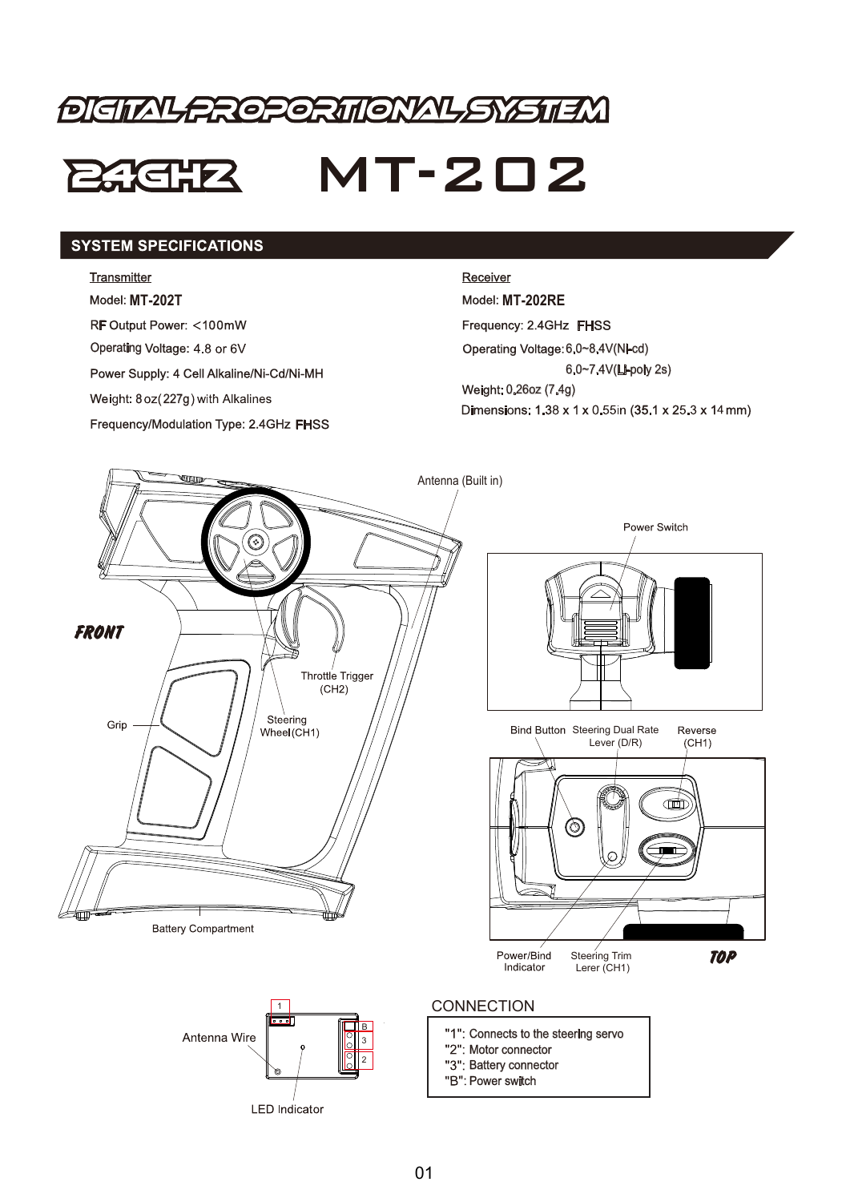# DIGITAL PROPORTIONAL SYSTEM

# 2.4GHZ MT-202

## SYSTEM SPECIFICATIONS

**Transmitter**

Model: **MT-202T**

RF Output Power: <100mW

Operating Voltage: 4.8 or 6V

Power Supply: 4 Cell Alkaline/Ni-Cd/Ni-MH

Weight: 8oz(227g) with Alkalines

Frequency/Modulation Type: 2.4GHz FHSS

**Receiver**

Model: **MT-202RE**

Frequency: 2.4GHz FHSS

Operating Voltage: 6.0~8.4V(Ni-cd)
6.0~7.4V(Li-poly 2s)

Weight: 0.26oz (7.4g)

Dimensions: 1.38 x 1 x 0.55in (35.1 x 25.3 x 14 mm)

Antenna (Built in)

Power Switch

FRONT

Throttle Trigger (CH2)

Steering Wheel(CH1)

Grip

Battery Compartment

Bind Button

Steering Dual Rate Lever (D/R)

Reverse (CH1)

Power/Bind Indicator

Steering Trim Lerer (CH1)

TOP

Antenna Wire

LED Indicator

CONNECTION

"1": Connects to the steering servo
"2": Motor connector
"3": Battery connector
"B": Power switch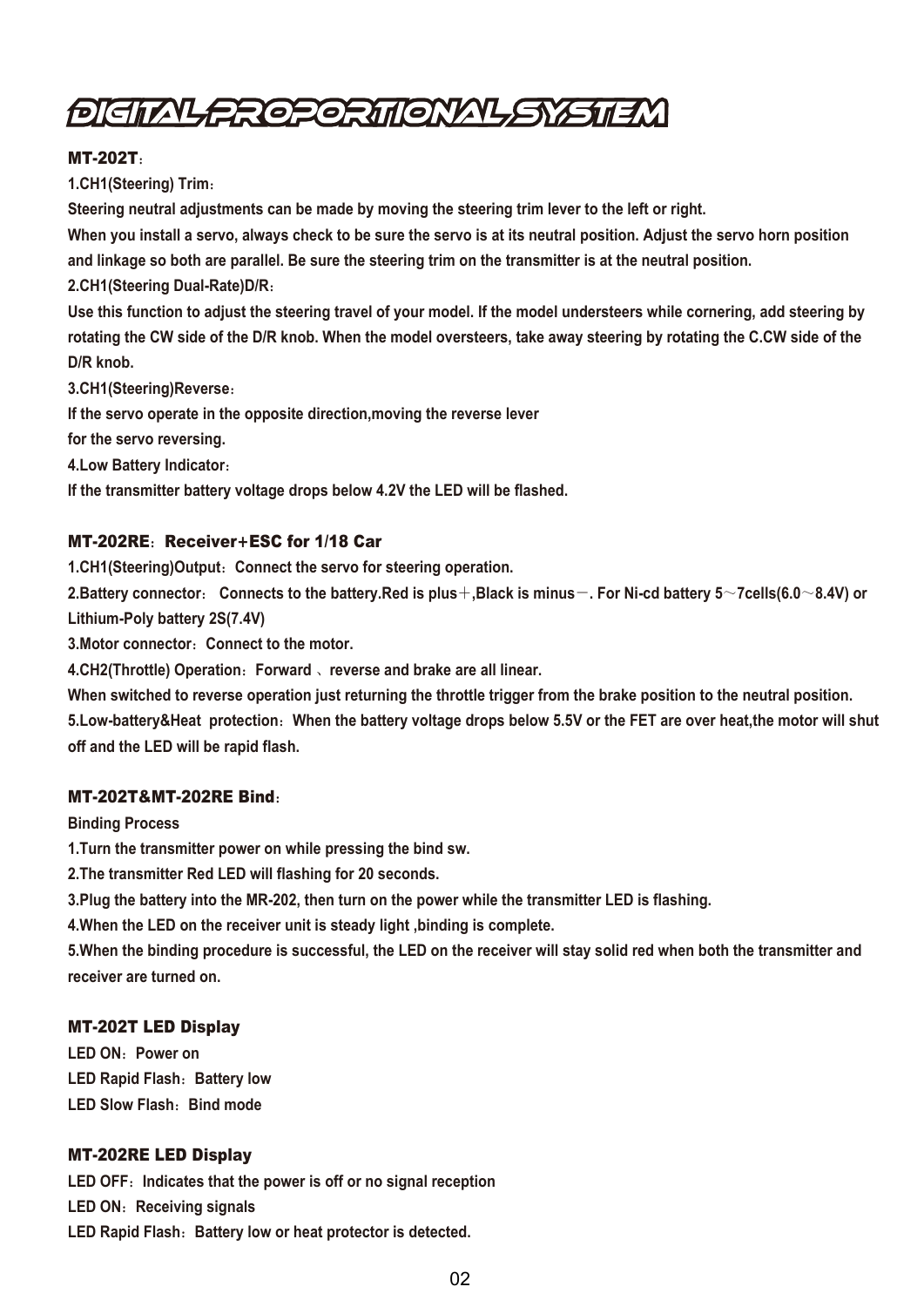# DIGITAL PROPORTIONAL SYSTEM

## MT-202T：

**1.CH1(Steering) Trim：**

**Steering neutral adjustments can be made by moving the steering trim lever to the left or right.**

**When you install a servo, always check to be sure the servo is at its neutral position. Adjust the servo horn position and linkage so both are parallel. Be sure the steering trim on the transmitter is at the neutral position.**

**2.CH1(Steering Dual-Rate)D/R：**

**Use this function to adjust the steering travel of your model. If the model understeers while cornering, add steering by rotating the CW side of the D/R knob. When the model oversteers, take away steering by rotating the C.CW side of the D/R knob.**

**3.CH1(Steering)Reverse：**

**If the servo operate in the opposite direction,moving the reverse lever for the servo reversing.**

**4.Low Battery Indicator：**

**If the transmitter battery voltage drops below 4.2V the LED will be flashed.**

## MT-202RE：Receiver+ESC for 1/18 Car

**1.CH1(Steering)Output：Connect the servo for steering operation.**

**2.Battery connector： Connects to the battery.Red is plus＋,Black is minus－. For Ni-cd battery 5～7cells(6.0～8.4V) or Lithium-Poly battery 2S(7.4V)**

**3.Motor connector：Connect to the motor.**

**4.CH2(Throttle) Operation：Forward 、reverse and brake are all linear.**

**When switched to reverse operation just returning the throttle trigger from the brake position to the neutral position.**

**5.Low-battery&Heat protection：When the battery voltage drops below 5.5V or the FET are over heat,the motor will shut off and the LED will be rapid flash.**

## MT-202T&MT-202RE Bind：

**Binding Process**

**1.Turn the transmitter power on while pressing the bind sw.**

**2.The transmitter Red LED will flashing for 20 seconds.**

**3.Plug the battery into the MR-202, then turn on the power while the transmitter LED is flashing.**

**4.When the LED on the receiver unit is steady light ,binding is complete.**

**5.When the binding procedure is successful, the LED on the receiver will stay solid red when both the transmitter and receiver are turned on.**

## MT-202T LED Display

**LED ON：Power on**

**LED Rapid Flash：Battery low**

**LED Slow Flash：Bind mode**

## MT-202RE LED Display

**LED OFF：Indicates that the power is off or no signal reception**

**LED ON：Receiving signals**

**LED Rapid Flash：Battery low or heat protector is detected.**